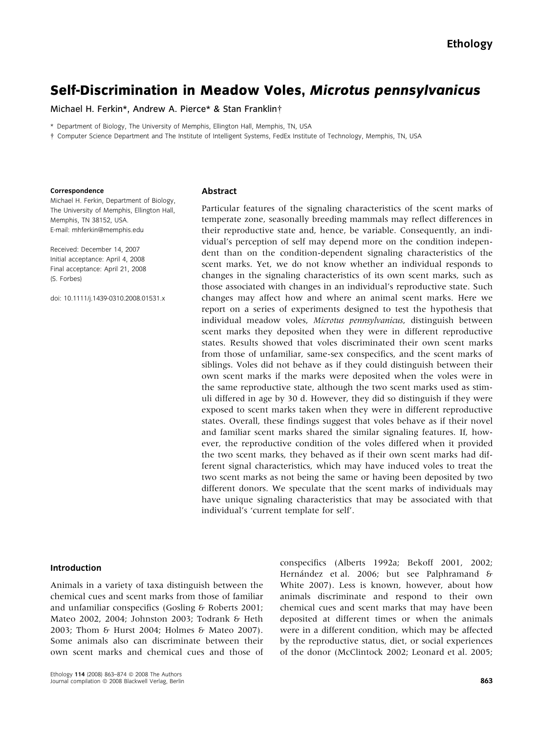# Self-Discrimination in Meadow Voles, *Microtus pennsylvanicus*

Michael H. Ferkin*, Andrew A. Pierce* & Stan Franklin†

\* Department of Biology, The University of Memphis, Ellington Hall, Memphis, TN, USA

† Computer Science Department and The Institute of Intelligent Systems, FedEx Institute of Technology, Memphis, TN, USA

**Correspondence**

Michael H. Ferkin, Department of Biology, The University of Memphis, Ellington Hall, Memphis, TN 38152, USA.
E-mail: mhferkin@memphis.edu

Received: December 14, 2007
Initial acceptance: April 4, 2008
Final acceptance: April 21, 2008
(S. Forbes)

doi: 10.1111/j.1439-0310.2008.01531.x

## Abstract

Particular features of the signaling characteristics of the scent marks of temperate zone, seasonally breeding mammals may reflect differences in their reproductive state and, hence, be variable. Consequently, an individual's perception of self may depend more on the condition independent than on the condition-dependent signaling characteristics of the scent marks. Yet, we do not know whether an individual responds to changes in the signaling characteristics of its own scent marks, such as those associated with changes in an individual's reproductive state. Such changes may affect how and where an animal scent marks. Here we report on a series of experiments designed to test the hypothesis that individual meadow voles, *Microtus pennsylvanicus*, distinguish between scent marks they deposited when they were in different reproductive states. Results showed that voles discriminated their own scent marks from those of unfamiliar, same-sex conspecifics, and the scent marks of siblings. Voles did not behave as if they could distinguish between their own scent marks if the marks were deposited when the voles were in the same reproductive state, although the two scent marks used as stimuli differed in age by 30 d. However, they did so distinguish if they were exposed to scent marks taken when they were in different reproductive states. Overall, these findings suggest that voles behave as if their novel and familiar scent marks shared the similar signaling features. If, however, the reproductive condition of the voles differed when it provided the two scent marks, they behaved as if their own scent marks had different signal characteristics, which may have induced voles to treat the two scent marks as not being the same or having been deposited by two different donors. We speculate that the scent marks of individuals may have unique signaling characteristics that may be associated with that individual's 'current template for self'.

## Introduction

Animals in a variety of taxa distinguish between the chemical cues and scent marks from those of familiar and unfamiliar conspecifics (Gosling & Roberts 2001; Mateo 2002, 2004; Johnston 2003; Todrank & Heth 2003; Thom & Hurst 2004; Holmes & Mateo 2007). Some animals also can discriminate between their own scent marks and chemical cues and those of conspecifics (Alberts 1992a; Bekoff 2001, 2002; Hernández et al. 2006; but see Palphramand & White 2007). Less is known, however, about how animals discriminate and respond to their own chemical cues and scent marks that may have been deposited at different times or when the animals were in a different condition, which may be affected by the reproductive status, diet, or social experiences of the donor (McClintock 2002; Leonard et al. 2005;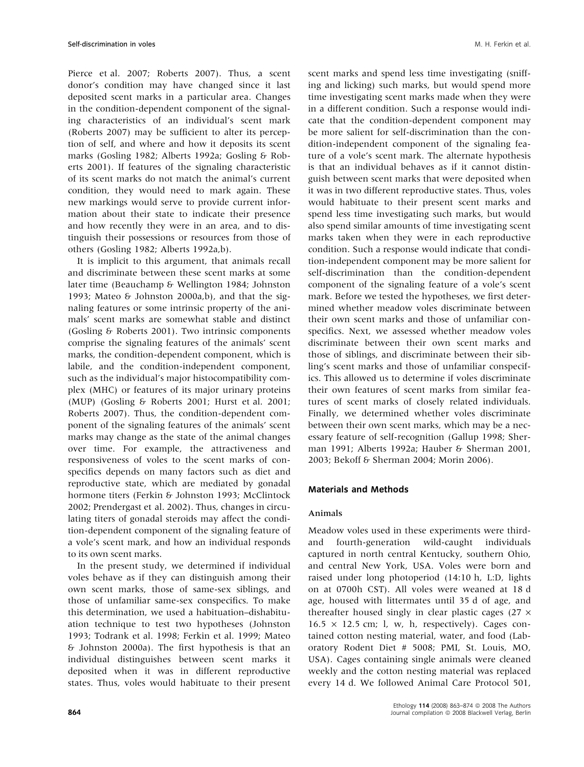Pierce et al. 2007; Roberts 2007). Thus, a scent donor's condition may have changed since it last deposited scent marks in a particular area. Changes in the condition-dependent component of the signaling characteristics of an individual's scent mark (Roberts 2007) may be sufficient to alter its perception of self, and where and how it deposits its scent marks (Gosling 1982; Alberts 1992a; Gosling & Roberts 2001). If features of the signaling characteristic of its scent marks do not match the animal's current condition, they would need to mark again. These new markings would serve to provide current information about their state to indicate their presence and how recently they were in an area, and to distinguish their possessions or resources from those of others (Gosling 1982; Alberts 1992a,b).

It is implicit to this argument, that animals recall and discriminate between these scent marks at some later time (Beauchamp & Wellington 1984; Johnston 1993; Mateo & Johnston 2000a,b), and that the signaling features or some intrinsic property of the animals' scent marks are somewhat stable and distinct (Gosling & Roberts 2001). Two intrinsic components comprise the signaling features of the animals' scent marks, the condition-dependent component, which is labile, and the condition-independent component, such as the individual's major histocompatibility complex (MHC) or features of its major urinary proteins (MUP) (Gosling & Roberts 2001; Hurst et al. 2001; Roberts 2007). Thus, the condition-dependent component of the signaling features of the animals' scent marks may change as the state of the animal changes over time. For example, the attractiveness and responsiveness of voles to the scent marks of conspecifics depends on many factors such as diet and reproductive state, which are mediated by gonadal hormone titers (Ferkin & Johnston 1993; McClintock 2002; Prendergast et al. 2002). Thus, changes in circulating titers of gonadal steroids may affect the condition-dependent component of the signaling feature of a vole's scent mark, and how an individual responds to its own scent marks.

In the present study, we determined if individual voles behave as if they can distinguish among their own scent marks, those of same-sex siblings, and those of unfamiliar same-sex conspecifics. To make this determination, we used a habituation–dishabituation technique to test two hypotheses (Johnston 1993; Todrank et al. 1998; Ferkin et al. 1999; Mateo & Johnston 2000a). The first hypothesis is that an individual distinguishes between scent marks it deposited when it was in different reproductive states. Thus, voles would habituate to their present scent marks and spend less time investigating (sniffing and licking) such marks, but would spend more time investigating scent marks made when they were in a different condition. Such a response would indicate that the condition-dependent component may be more salient for self-discrimination than the condition-independent component of the signaling feature of a vole's scent mark. The alternate hypothesis is that an individual behaves as if it cannot distinguish between scent marks that were deposited when it was in two different reproductive states. Thus, voles would habituate to their present scent marks and spend less time investigating such marks, but would also spend similar amounts of time investigating scent marks taken when they were in each reproductive condition. Such a response would indicate that condition-independent component may be more salient for self-discrimination than the condition-dependent component of the signaling feature of a vole's scent mark. Before we tested the hypotheses, we first determined whether meadow voles discriminate between their own scent marks and those of unfamiliar conspecifics. Next, we assessed whether meadow voles discriminate between their own scent marks and those of siblings, and discriminate between their sibling's scent marks and those of unfamiliar conspecifics. This allowed us to determine if voles discriminate their own features of scent marks from similar features of scent marks of closely related individuals. Finally, we determined whether voles discriminate between their own scent marks, which may be a necessary feature of self-recognition (Gallup 1998; Sherman 1991; Alberts 1992a; Hauber & Sherman 2001, 2003; Bekoff & Sherman 2004; Morin 2006).

## Materials and Methods

### Animals

Meadow voles used in these experiments were third- and fourth-generation wild-caught individuals captured in north central Kentucky, southern Ohio, and central New York, USA. Voles were born and raised under long photoperiod (14:10 h, L:D, lights on at 0700h CST). All voles were weaned at 18 d age, housed with littermates until 35 d of age, and thereafter housed singly in clear plastic cages ($27 \times 16.5 \times 12.5$ cm; l, w, h, respectively). Cages contained cotton nesting material, water, and food (Laboratory Rodent Diet # 5008; PMI, St. Louis, MO, USA). Cages containing single animals were cleaned weekly and the cotton nesting material was replaced every 14 d. We followed Animal Care Protocol 501,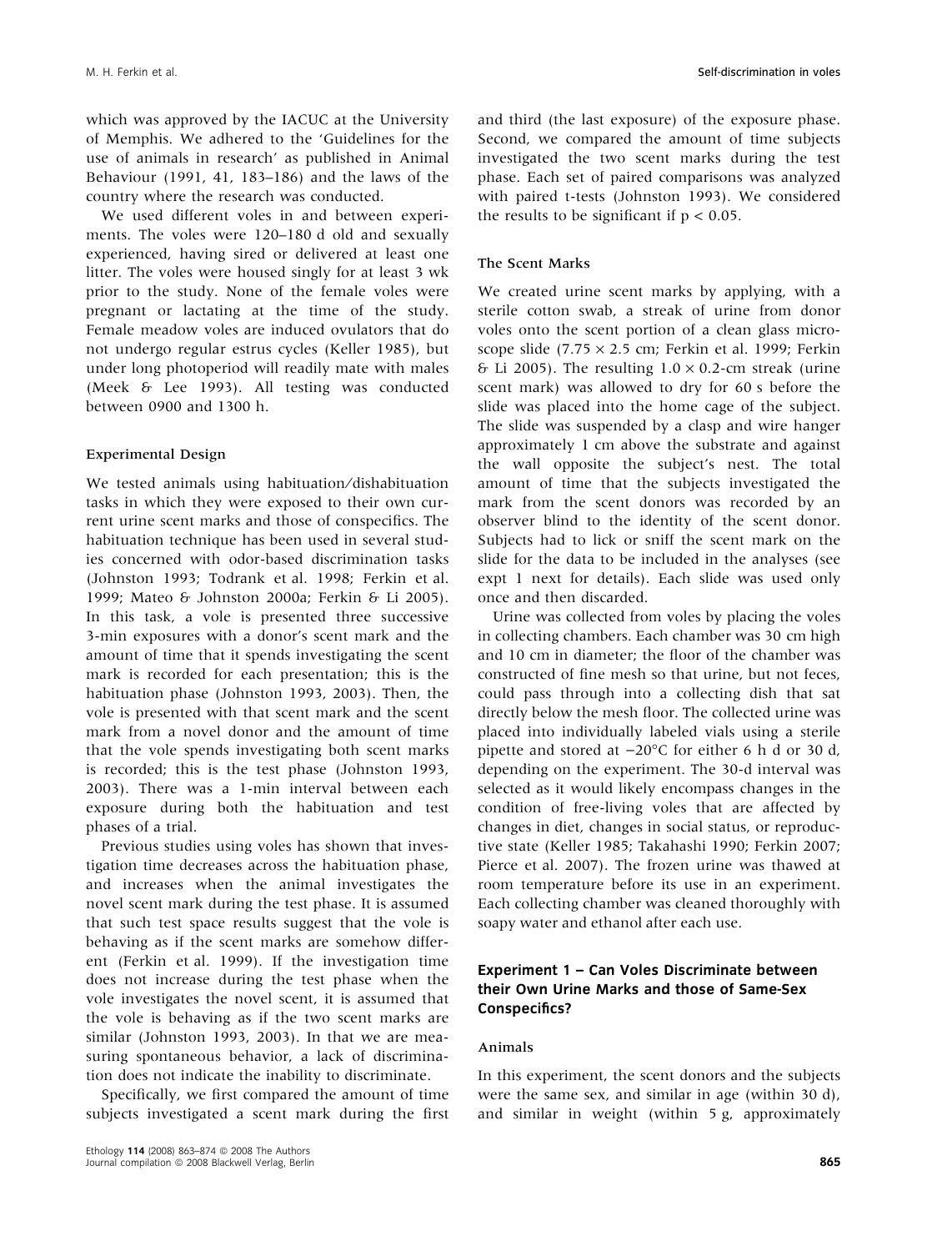which was approved by the IACUC at the University of Memphis. We adhered to the 'Guidelines for the use of animals in research' as published in Animal Behaviour (1991, 41, 183–186) and the laws of the country where the research was conducted.

We used different voles in and between experiments. The voles were 120–180 d old and sexually experienced, having sired or delivered at least one litter. The voles were housed singly for at least 3 wk prior to the study. None of the female voles were pregnant or lactating at the time of the study. Female meadow voles are induced ovulators that do not undergo regular estrus cycles (Keller 1985), but under long photoperiod will readily mate with males (Meek & Lee 1993). All testing was conducted between 0900 and 1300 h.

### Experimental Design

We tested animals using habituation/dishabituation tasks in which they were exposed to their own current urine scent marks and those of conspecifics. The habituation technique has been used in several studies concerned with odor-based discrimination tasks (Johnston 1993; Todrank et al. 1998; Ferkin et al. 1999; Mateo & Johnston 2000a; Ferkin & Li 2005). In this task, a vole is presented three successive 3-min exposures with a donor's scent mark and the amount of time that it spends investigating the scent mark is recorded for each presentation; this is the habituation phase (Johnston 1993, 2003). Then, the vole is presented with that scent mark and the scent mark from a novel donor and the amount of time that the vole spends investigating both scent marks is recorded; this is the test phase (Johnston 1993, 2003). There was a 1-min interval between each exposure during both the habituation and test phases of a trial.

Previous studies using voles has shown that investigation time decreases across the habituation phase, and increases when the animal investigates the novel scent mark during the test phase. It is assumed that such test space results suggest that the vole is behaving as if the scent marks are somehow different (Ferkin et al. 1999). If the investigation time does not increase during the test phase when the vole investigates the novel scent, it is assumed that the vole is behaving as if the two scent marks are similar (Johnston 1993, 2003). In that we are measuring spontaneous behavior, a lack of discrimination does not indicate the inability to discriminate.

Specifically, we first compared the amount of time subjects investigated a scent mark during the first and third (the last exposure) of the exposure phase. Second, we compared the amount of time subjects investigated the two scent marks during the test phase. Each set of paired comparisons was analyzed with paired t-tests (Johnston 1993). We considered the results to be significant if $p < 0.05$.

### The Scent Marks

We created urine scent marks by applying, with a sterile cotton swab, a streak of urine from donor voles onto the scent portion of a clean glass microscope slide ($7.75 \times 2.5$ cm; Ferkin et al. 1999; Ferkin & Li 2005). The resulting $1.0 \times 0.2$-cm streak (urine scent mark) was allowed to dry for 60 s before the slide was placed into the home cage of the subject. The slide was suspended by a clasp and wire hanger approximately 1 cm above the substrate and against the wall opposite the subject's nest. The total amount of time that the subjects investigated the mark from the scent donors was recorded by an observer blind to the identity of the scent donor. Subjects had to lick or sniff the scent mark on the slide for the data to be included in the analyses (see expt 1 next for details). Each slide was used only once and then discarded.

Urine was collected from voles by placing the voles in collecting chambers. Each chamber was 30 cm high and 10 cm in diameter; the floor of the chamber was constructed of fine mesh so that urine, but not feces, could pass through into a collecting dish that sat directly below the mesh floor. The collected urine was placed into individually labeled vials using a sterile pipette and stored at $-20°C$ for either 6 h d or 30 d, depending on the experiment. The 30-d interval was selected as it would likely encompass changes in the condition of free-living voles that are affected by changes in diet, changes in social status, or reproductive state (Keller 1985; Takahashi 1990; Ferkin 2007; Pierce et al. 2007). The frozen urine was thawed at room temperature before its use in an experiment. Each collecting chamber was cleaned thoroughly with soapy water and ethanol after each use.

## Experiment 1 – Can Voles Discriminate between their Own Urine Marks and those of Same-Sex Conspecifics?

### Animals

In this experiment, the scent donors and the subjects were the same sex, and similar in age (within 30 d), and similar in weight (within 5 g, approximately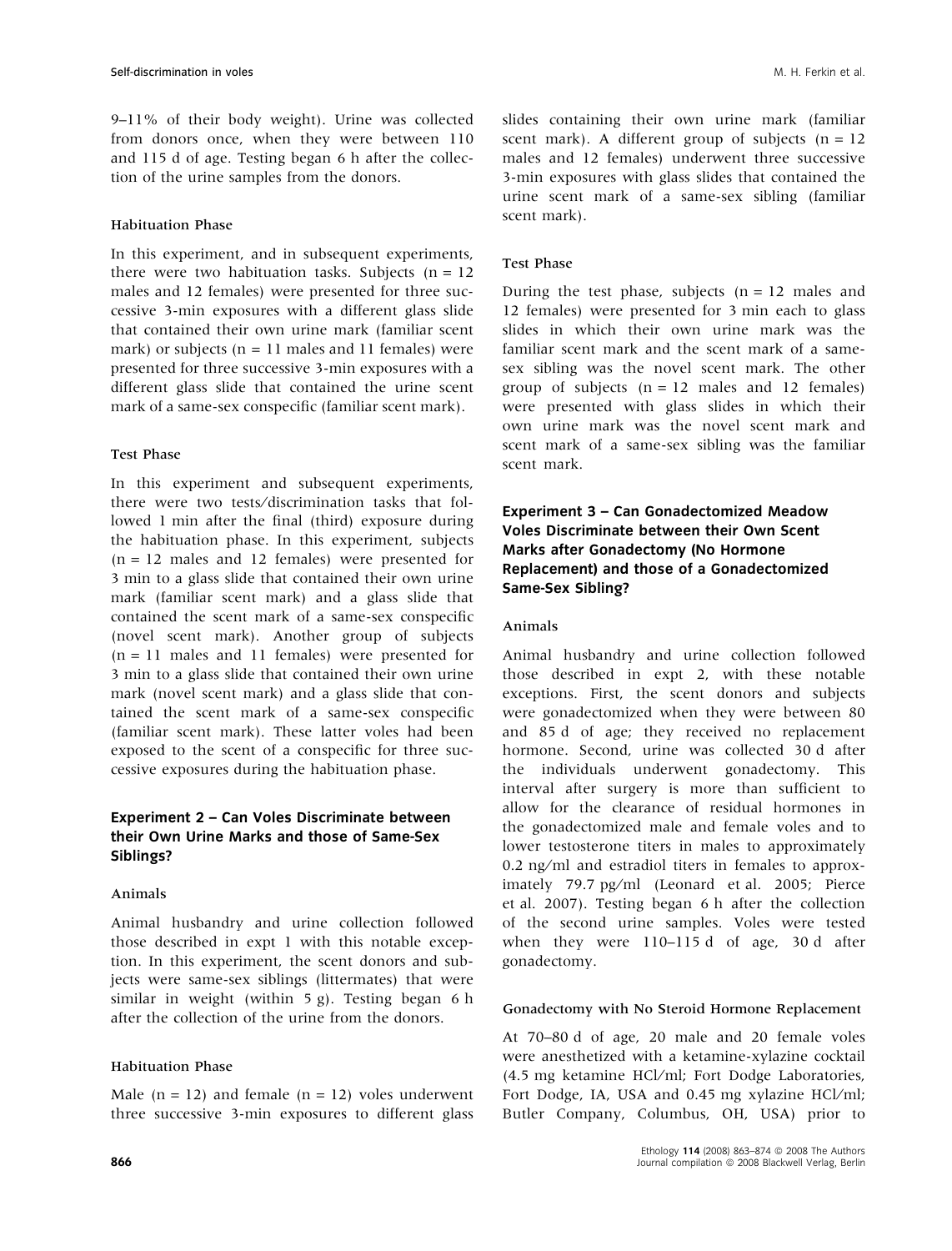9–11% of their body weight). Urine was collected from donors once, when they were between 110 and 115 d of age. Testing began 6 h after the collection of the urine samples from the donors.

### Habituation Phase

In this experiment, and in subsequent experiments, there were two habituation tasks. Subjects (n = 12 males and 12 females) were presented for three successive 3-min exposures with a different glass slide that contained their own urine mark (familiar scent mark) or subjects (n = 11 males and 11 females) were presented for three successive 3-min exposures with a different glass slide that contained the urine scent mark of a same-sex conspecific (familiar scent mark).

### Test Phase

In this experiment and subsequent experiments, there were two tests/discrimination tasks that followed 1 min after the final (third) exposure during the habituation phase. In this experiment, subjects (n = 12 males and 12 females) were presented for 3 min to a glass slide that contained their own urine mark (familiar scent mark) and a glass slide that contained the scent mark of a same-sex conspecific (novel scent mark). Another group of subjects (n = 11 males and 11 females) were presented for 3 min to a glass slide that contained their own urine mark (novel scent mark) and a glass slide that contained the scent mark of a same-sex conspecific (familiar scent mark). These latter voles had been exposed to the scent of a conspecific for three successive exposures during the habituation phase.

## Experiment 2 – Can Voles Discriminate between their Own Urine Marks and those of Same-Sex Siblings?

### Animals

Animal husbandry and urine collection followed those described in expt 1 with this notable exception. In this experiment, the scent donors and subjects were same-sex siblings (littermates) that were similar in weight (within 5 g). Testing began 6 h after the collection of the urine from the donors.

### Habituation Phase

Male (n = 12) and female (n = 12) voles underwent three successive 3-min exposures to different glass slides containing their own urine mark (familiar scent mark). A different group of subjects (n = 12 males and 12 females) underwent three successive 3-min exposures with glass slides that contained the urine scent mark of a same-sex sibling (familiar scent mark).

### Test Phase

During the test phase, subjects (n = 12 males and 12 females) were presented for 3 min each to glass slides in which their own urine mark was the familiar scent mark and the scent mark of a same-sex sibling was the novel scent mark. The other group of subjects (n = 12 males and 12 females) were presented with glass slides in which their own urine mark was the novel scent mark and scent mark of a same-sex sibling was the familiar scent mark.

## Experiment 3 – Can Gonadectomized Meadow Voles Discriminate between their Own Scent Marks after Gonadectomy (No Hormone Replacement) and those of a Gonadectomized Same-Sex Sibling?

### Animals

Animal husbandry and urine collection followed those described in expt 2, with these notable exceptions. First, the scent donors and subjects were gonadectomized when they were between 80 and 85 d of age; they received no replacement hormone. Second, urine was collected 30 d after the individuals underwent gonadectomy. This interval after surgery is more than sufficient to allow for the clearance of residual hormones in the gonadectomized male and female voles and to lower testosterone titers in males to approximately 0.2 ng/ml and estradiol titers in females to approximately 79.7 pg/ml (Leonard et al. 2005; Pierce et al. 2007). Testing began 6 h after the collection of the second urine samples. Voles were tested when they were 110–115 d of age, 30 d after gonadectomy.

### Gonadectomy with No Steroid Hormone Replacement

At 70–80 d of age, 20 male and 20 female voles were anesthetized with a ketamine-xylazine cocktail (4.5 mg ketamine HCl/ml; Fort Dodge Laboratories, Fort Dodge, IA, USA and 0.45 mg xylazine HCl/ml; Butler Company, Columbus, OH, USA) prior to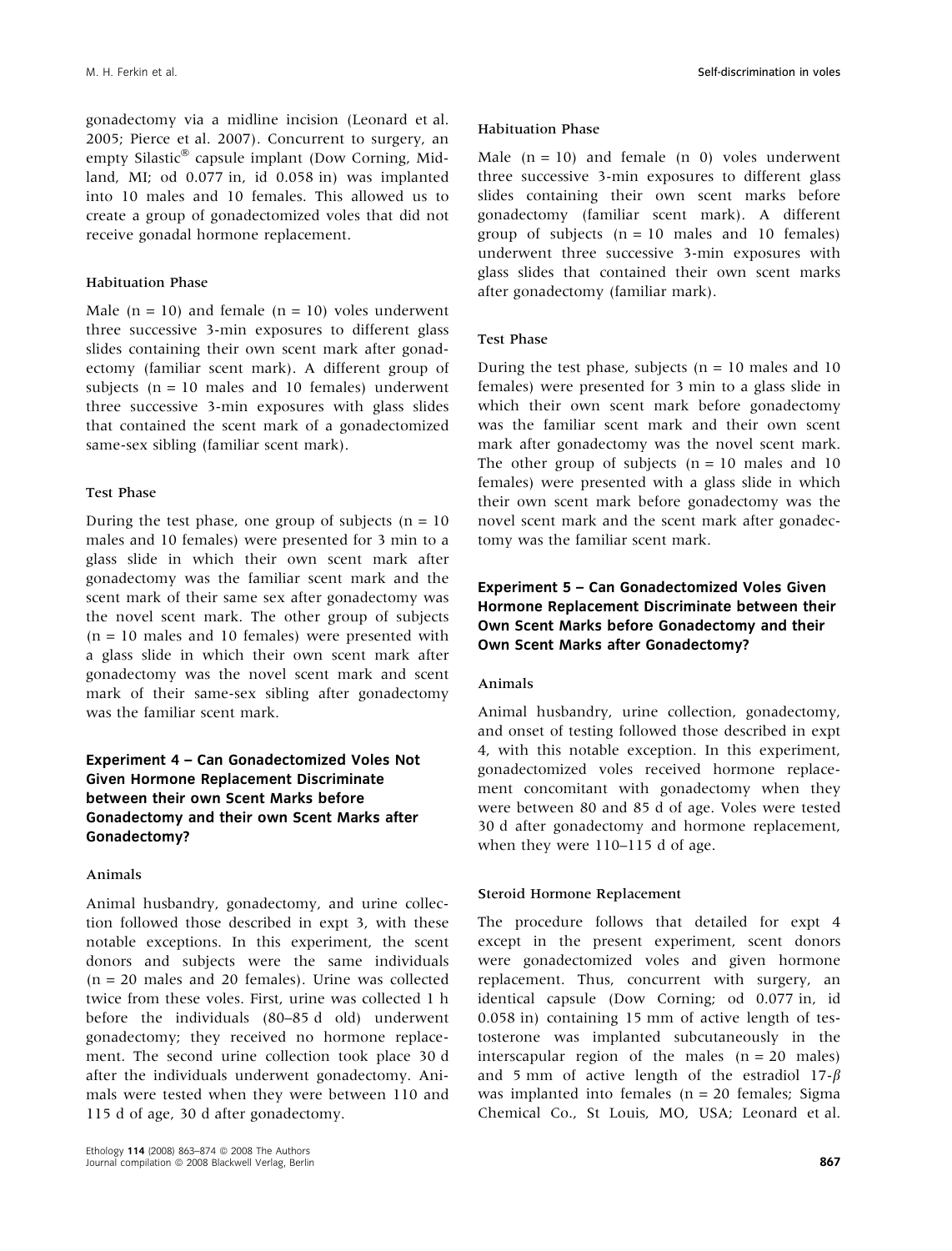gonadectomy via a midline incision (Leonard et al. 2005; Pierce et al. 2007). Concurrent to surgery, an empty Silastic® capsule implant (Dow Corning, Midland, MI; od 0.077 in, id 0.058 in) was implanted into 10 males and 10 females. This allowed us to create a group of gonadectomized voles that did not receive gonadal hormone replacement.

### Habituation Phase

Male (n = 10) and female (n = 10) voles underwent three successive 3-min exposures to different glass slides containing their own scent mark after gonadectomy (familiar scent mark). A different group of subjects (n = 10 males and 10 females) underwent three successive 3-min exposures with glass slides that contained the scent mark of a gonadectomized same-sex sibling (familiar scent mark).

### Test Phase

During the test phase, one group of subjects (n = 10 males and 10 females) were presented for 3 min to a glass slide in which their own scent mark after gonadectomy was the familiar scent mark and the scent mark of their same sex after gonadectomy was the novel scent mark. The other group of subjects (n = 10 males and 10 females) were presented with a glass slide in which their own scent mark after gonadectomy was the novel scent mark and scent mark of their same-sex sibling after gonadectomy was the familiar scent mark.

## Experiment 4 – Can Gonadectomized Voles Not Given Hormone Replacement Discriminate between their own Scent Marks before Gonadectomy and their own Scent Marks after Gonadectomy?

### Animals

Animal husbandry, gonadectomy, and urine collection followed those described in expt 3, with these notable exceptions. In this experiment, the scent donors and subjects were the same individuals (n = 20 males and 20 females). Urine was collected twice from these voles. First, urine was collected 1 h before the individuals (80–85 d old) underwent gonadectomy; they received no hormone replacement. The second urine collection took place 30 d after the individuals underwent gonadectomy. Animals were tested when they were between 110 and 115 d of age, 30 d after gonadectomy.

### Habituation Phase

Male (n = 10) and female (n 0) voles underwent three successive 3-min exposures to different glass slides containing their own scent marks before gonadectomy (familiar scent mark). A different group of subjects (n = 10 males and 10 females) underwent three successive 3-min exposures with glass slides that contained their own scent marks after gonadectomy (familiar mark).

### Test Phase

During the test phase, subjects (n = 10 males and 10 females) were presented for 3 min to a glass slide in which their own scent mark before gonadectomy was the familiar scent mark and their own scent mark after gonadectomy was the novel scent mark. The other group of subjects (n = 10 males and 10 females) were presented with a glass slide in which their own scent mark before gonadectomy was the novel scent mark and the scent mark after gonadectomy was the familiar scent mark.

## Experiment 5 – Can Gonadectomized Voles Given Hormone Replacement Discriminate between their Own Scent Marks before Gonadectomy and their Own Scent Marks after Gonadectomy?

### Animals

Animal husbandry, urine collection, gonadectomy, and onset of testing followed those described in expt 4, with this notable exception. In this experiment, gonadectomized voles received hormone replacement concomitant with gonadectomy when they were between 80 and 85 d of age. Voles were tested 30 d after gonadectomy and hormone replacement, when they were 110–115 d of age.

### Steroid Hormone Replacement

The procedure follows that detailed for expt 4 except in the present experiment, scent donors were gonadectomized voles and given hormone replacement. Thus, concurrent with surgery, an identical capsule (Dow Corning; od 0.077 in, id 0.058 in) containing 15 mm of active length of testosterone was implanted subcutaneously in the interscapular region of the males (n = 20 males) and 5 mm of active length of the estradiol 17-$\beta$ was implanted into females (n = 20 females; Sigma Chemical Co., St Louis, MO, USA; Leonard et al.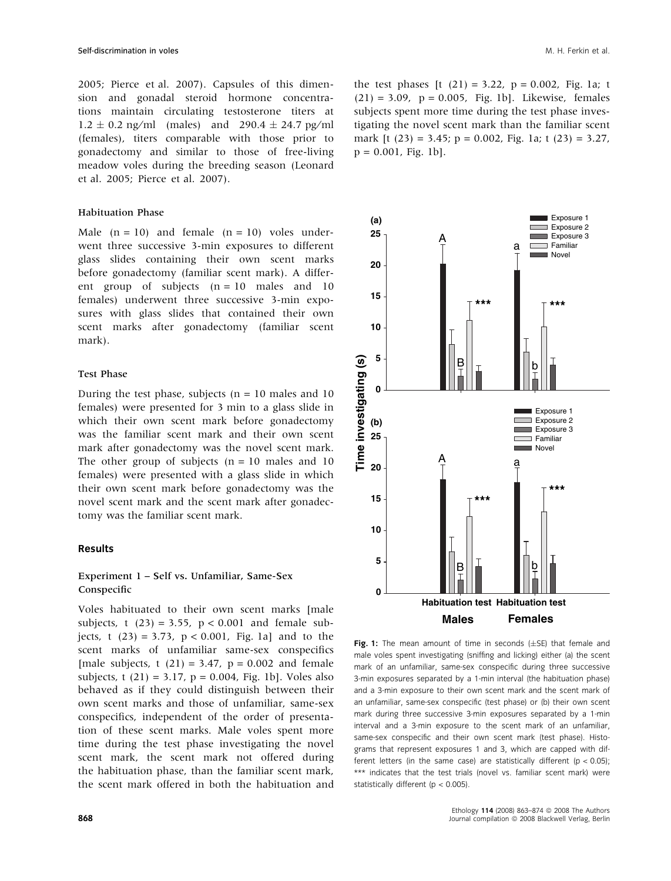2005; Pierce et al. 2007). Capsules of this dimension and gonadal steroid hormone concentrations maintain circulating testosterone titers at $1.2 \pm 0.2$ ng/ml (males) and $290.4 \pm 24.7$ pg/ml (females), titers comparable with those prior to gonadectomy and similar to those of free-living meadow voles during the breeding season (Leonard et al. 2005; Pierce et al. 2007).

### Habituation Phase

Male (n = 10) and female (n = 10) voles underwent three successive 3-min exposures to different glass slides containing their own scent marks before gonadectomy (familiar scent mark). A different group of subjects (n = 10 males and 10 females) underwent three successive 3-min exposures with glass slides that contained their own scent marks after gonadectomy (familiar scent mark).

### Test Phase

During the test phase, subjects (n = 10 males and 10 females) were presented for 3 min to a glass slide in which their own scent mark before gonadectomy was the familiar scent mark and their own scent mark after gonadectomy was the novel scent mark. The other group of subjects (n = 10 males and 10 females) were presented with a glass slide in which their own scent mark before gonadectomy was the novel scent mark and the scent mark after gonadectomy was the familiar scent mark.

## Results

### Experiment 1 – Self vs. Unfamiliar, Same-Sex Conspecific

Voles habituated to their own scent marks [male subjects, $t(23) = 3.55$, $p < 0.001$ and female subjects, $t(23) = 3.73$, $p < 0.001$, Fig. 1a] and to the scent marks of unfamiliar same-sex conspecifics [male subjects, $t(21) = 3.47$, $p = 0.002$ and female subjects, $t(21) = 3.17$, $p = 0.004$, Fig. 1b]. Voles also behaved as if they could distinguish between their own scent marks and those of unfamiliar, same-sex conspecifics, independent of the order of presentation of these scent marks. Male voles spent more time during the test phase investigating the novel scent mark, the scent mark not offered during the habituation phase, than the familiar scent mark, the scent mark offered in both the habituation and the test phases [$t(21) = 3.22$, $p = 0.002$, Fig. 1a; $t(21) = 3.09$, $p = 0.005$, Fig. 1b]. Likewise, females subjects spent more time during the test phase investigating the novel scent mark than the familiar scent mark [$t(23) = 3.45$; $p = 0.002$, Fig. 1a; $t(23) = 3.27$, $p = 0.001$, Fig. 1b].

**Fig. 1:** The mean amount of time in seconds (±SE) that female and male voles spent investigating (sniffing and licking) either (a) the scent mark of an unfamiliar, same-sex conspecific during three successive 3-min exposures separated by a 1-min interval (the habituation phase) and a 3-min exposure to their own scent mark and the scent mark of an unfamiliar, same-sex conspecific (test phase) or (b) their own scent mark during three successive 3-min exposures separated by a 1-min interval and a 3-min exposure to the scent mark of an unfamiliar, same-sex conspecific and their own scent mark (test phase). Histograms that represent exposures 1 and 3, which are capped with different letters (in the same case) are statistically different ($p < 0.05$); *** indicates that the test trials (novel vs. familiar scent mark) were statistically different ($p < 0.005$).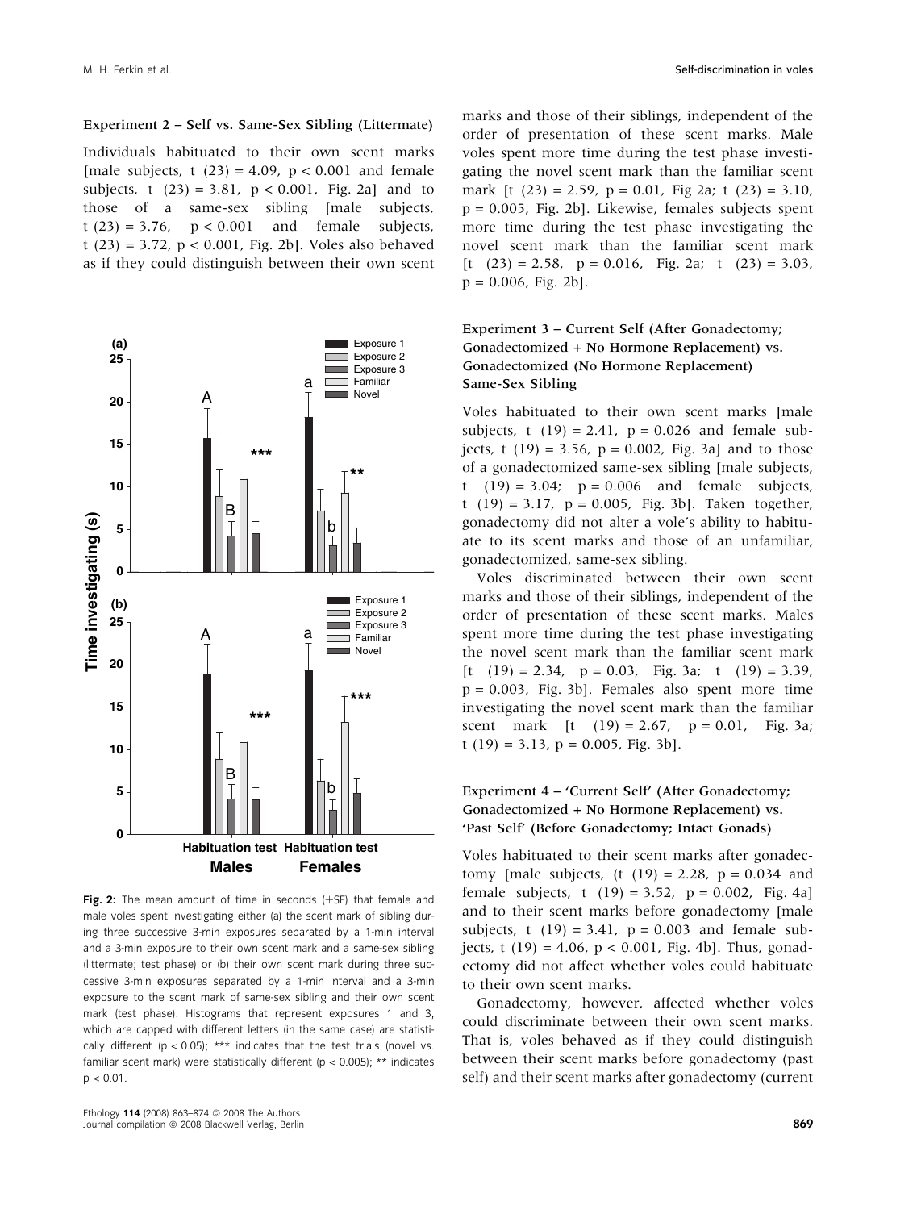### Experiment 2 – Self vs. Same-Sex Sibling (Littermate)

Individuals habituated to their own scent marks [male subjects, t (23) = 4.09, $p < 0.001$ and female subjects, t (23) = 3.81, $p < 0.001$, Fig. 2a] and to those of a same-sex sibling [male subjects, t (23) = 3.76, $p < 0.001$ and female subjects, t (23) = 3.72, $p < 0.001$, Fig. 2b]. Voles also behaved as if they could distinguish between their own scent marks and those of their siblings, independent of the order of presentation of these scent marks. Male voles spent more time during the test phase investigating the novel scent mark than the familiar scent mark [t (23) = 2.59, p = 0.01, Fig 2a; t (23) = 3.10, p = 0.005, Fig. 2b]. Likewise, females subjects spent more time during the test phase investigating the novel scent mark than the familiar scent mark [t (23) = 2.58, p = 0.016, Fig. 2a; t (23) = 3.03, p = 0.006, Fig. 2b].

**Fig. 2:** The mean amount of time in seconds (±SE) that female and male voles spent investigating either (a) the scent mark of sibling during three successive 3-min exposures separated by a 1-min interval and a 3-min exposure to their own scent mark and a same-sex sibling (littermate; test phase) or (b) their own scent mark during three successive 3-min exposures separated by a 1-min interval and a 3-min exposure to the scent mark of same-sex sibling and their own scent mark (test phase). Histograms that represent exposures 1 and 3, which are capped with different letters (in the same case) are statistically different ($p < 0.05$); *** indicates that the test trials (novel vs. familiar scent mark) were statistically different ($p < 0.005$); ** indicates $p < 0.01$.

### Experiment 3 – Current Self (After Gonadectomy; Gonadectomized + No Hormone Replacement) vs. Gonadectomized (No Hormone Replacement) Same-Sex Sibling

Voles habituated to their own scent marks [male subjects, t (19) = 2.41, p = 0.026 and female subjects, t (19) = 3.56, p = 0.002, Fig. 3a] and to those of a gonadectomized same-sex sibling [male subjects, t (19) = 3.04; p = 0.006 and female subjects, t (19) = 3.17, p = 0.005, Fig. 3b]. Taken together, gonadectomy did not alter a vole's ability to habituate to its scent marks and those of an unfamiliar, gonadectomized, same-sex sibling.

Voles discriminated between their own scent marks and those of their siblings, independent of the order of presentation of these scent marks. Males spent more time during the test phase investigating the novel scent mark than the familiar scent mark [t (19) = 2.34, p = 0.03, Fig. 3a; t (19) = 3.39, p = 0.003, Fig. 3b]. Females also spent more time investigating the novel scent mark than the familiar scent mark [t (19) = 2.67, p = 0.01, Fig. 3a; t (19) = 3.13, p = 0.005, Fig. 3b].

### Experiment 4 – 'Current Self' (After Gonadectomy; Gonadectomized + No Hormone Replacement) vs. 'Past Self' (Before Gonadectomy; Intact Gonads)

Voles habituated to their scent marks after gonadectomy [male subjects, (t (19) = 2.28, p = 0.034 and female subjects, t (19) = 3.52, p = 0.002, Fig. 4a] and to their scent marks before gonadectomy [male subjects, t (19) = 3.41, p = 0.003 and female subjects, t (19) = 4.06, $p < 0.001$, Fig. 4b]. Thus, gonadectomy did not affect whether voles could habituate to their own scent marks.

Gonadectomy, however, affected whether voles could discriminate between their own scent marks. That is, voles behaved as if they could distinguish between their scent marks before gonadectomy (past self) and their scent marks after gonadectomy (current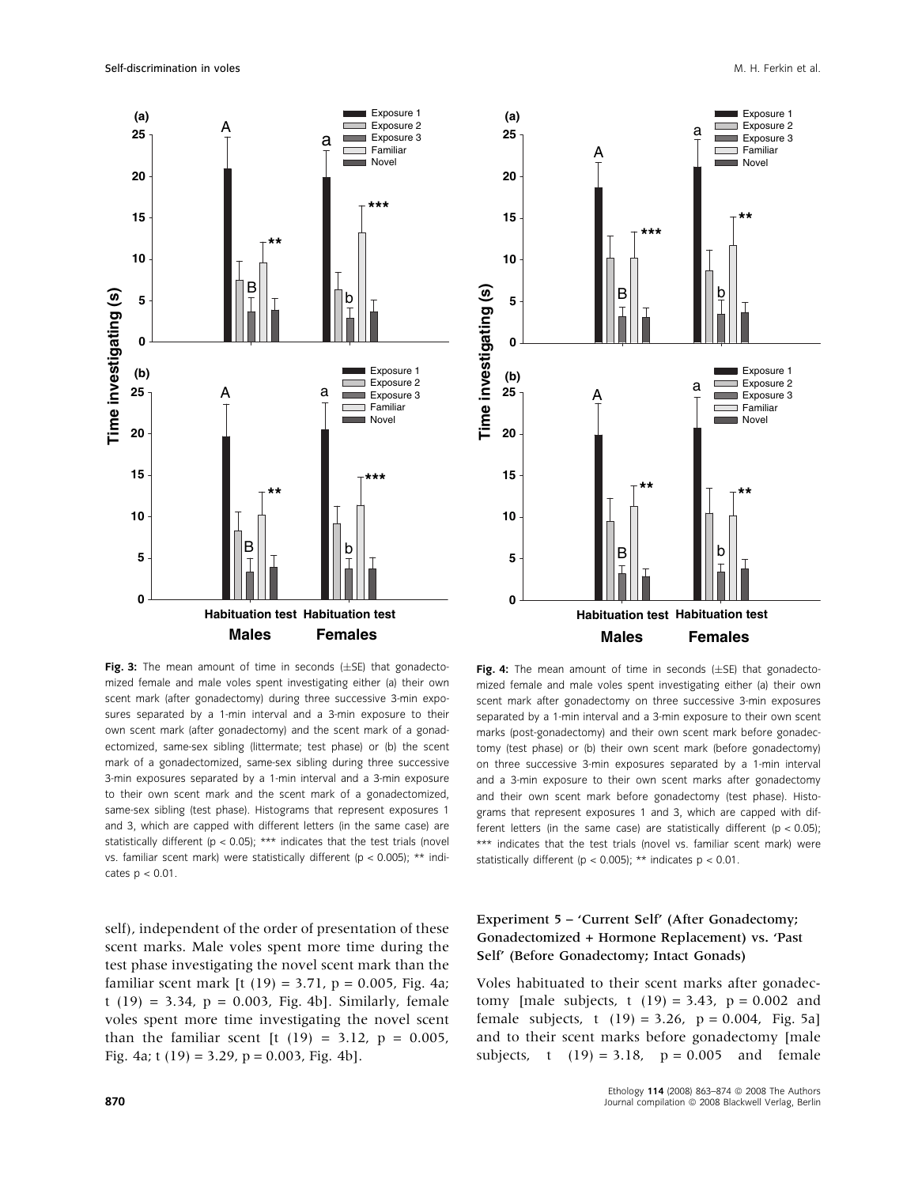**Fig. 3:** The mean amount of time in seconds (±SE) that gonadectomized female and male voles spent investigating either (a) their own scent mark (after gonadectomy) during three successive 3-min exposures separated by a 1-min interval and a 3-min exposure to their own scent mark (after gonadectomy) and the scent mark of a gonadectomized, same-sex sibling (littermate; test phase) or (b) the scent mark of a gonadectomized, same-sex sibling during three successive 3-min exposures separated by a 1-min interval and a 3-min exposure to their own scent mark and the scent mark of a gonadectomized, same-sex sibling (test phase). Histograms that represent exposures 1 and 3, which are capped with different letters (in the same case) are statistically different ($p < 0.05$); *** indicates that the test trials (novel vs. familiar scent mark) were statistically different ($p < 0.005$); ** indicates $p < 0.01$.

**Fig. 4:** The mean amount of time in seconds (±SE) that gonadectomized female and male voles spent investigating either (a) their own scent mark after gonadectomy on three successive 3-min exposures separated by a 1-min interval and a 3-min exposure to their own scent marks (post-gonadectomy) and their own scent mark before gonadectomy (test phase) or (b) their own scent mark (before gonadectomy) on three successive 3-min exposures separated by a 1-min interval and a 3-min exposure to their own scent marks after gonadectomy and their own scent mark before gonadectomy (test phase). Histograms that represent exposures 1 and 3, which are capped with different letters (in the same case) are statistically different ($p < 0.05$); *** indicates that the test trials (novel vs. familiar scent mark) were statistically different ($p < 0.005$); ** indicates $p < 0.01$.

self), independent of the order of presentation of these scent marks. Male voles spent more time during the test phase investigating the novel scent mark than the familiar scent mark [$t$ (19) = 3.71, $p = 0.005$, Fig. 4a; $t$ (19) = 3.34, $p = 0.003$, Fig. 4b]. Similarly, female voles spent more time investigating the novel scent than the familiar scent [$t$ (19) = 3.12, $p = 0.005$, Fig. 4a; $t$ (19) = 3.29, $p = 0.003$, Fig. 4b].

### Experiment 5 – 'Current Self' (After Gonadectomy; Gonadectomized + Hormone Replacement) vs. 'Past Self' (Before Gonadectomy; Intact Gonads)

Voles habituated to their scent marks after gonadectomy [male subjects, $t$ (19) = 3.43, $p = 0.002$ and female subjects, $t$ (19) = 3.26, $p = 0.004$, Fig. 5a] and to their scent marks before gonadectomy [male subjects, $t$ (19) = 3.18, $p = 0.005$ and female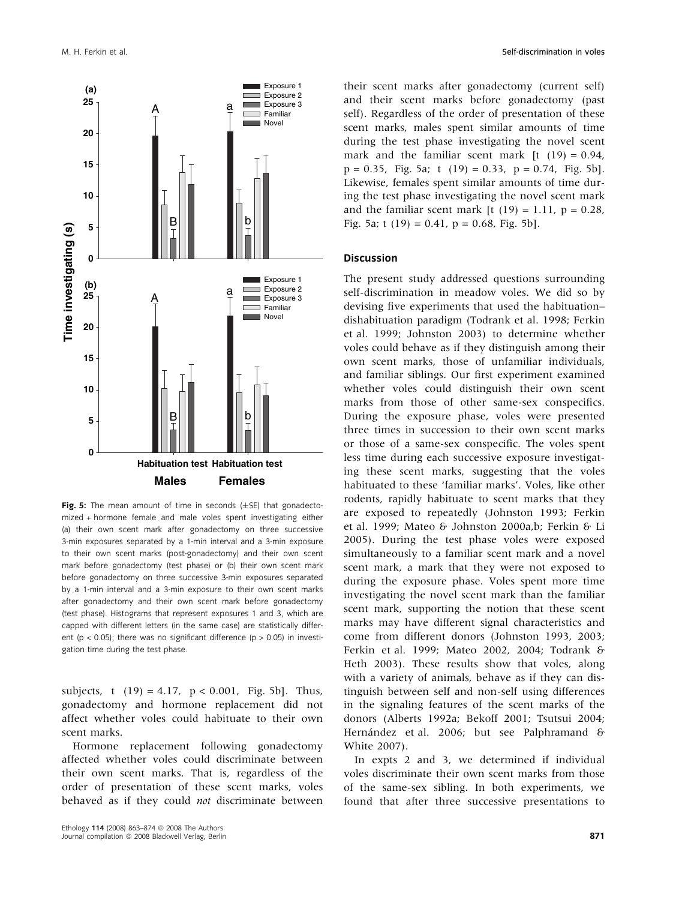Fig. 5: The mean amount of time in seconds (±SE) that gonadectomized + hormone female and male voles spent investigating either (a) their own scent mark after gonadectomy on three successive 3-min exposures separated by a 1-min interval and a 3-min exposure to their own scent marks (post-gonadectomy) and their own scent mark before gonadectomy (test phase) or (b) their own scent mark before gonadectomy on three successive 3-min exposures separated by a 1-min interval and a 3-min exposure to their own scent marks after gonadectomy and their own scent mark before gonadectomy (test phase). Histograms that represent exposures 1 and 3, which are capped with different letters (in the same case) are statistically different ($p < 0.05$); there was no significant difference ($p > 0.05$) in investigation time during the test phase.

subjects, $t\ (19) = 4.17$, $p < 0.001$, Fig. 5b]. Thus, gonadectomy and hormone replacement did not affect whether voles could habituate to their own scent marks.

Hormone replacement following gonadectomy affected whether voles could discriminate between their own scent marks. That is, regardless of the order of presentation of these scent marks, voles behaved as if they could *not* discriminate between their scent marks after gonadectomy (current self) and their scent marks before gonadectomy (past self). Regardless of the order of presentation of these scent marks, males spent similar amounts of time during the test phase investigating the novel scent mark and the familiar scent mark [$t\ (19) = 0.94$, $p = 0.35$, Fig. 5a; $t\ (19) = 0.33$, $p = 0.74$, Fig. 5b]. Likewise, females spent similar amounts of time during the test phase investigating the novel scent mark and the familiar scent mark [$t\ (19) = 1.11$, $p = 0.28$, Fig. 5a; $t\ (19) = 0.41$, $p = 0.68$, Fig. 5b].

## Discussion

The present study addressed questions surrounding self-discrimination in meadow voles. We did so by devising five experiments that used the habituation–dishabituation paradigm (Todrank et al. 1998; Ferkin et al. 1999; Johnston 2003) to determine whether voles could behave as if they distinguish among their own scent marks, those of unfamiliar individuals, and familiar siblings. Our first experiment examined whether voles could distinguish their own scent marks from those of other same-sex conspecifics. During the exposure phase, voles were presented three times in succession to their own scent marks or those of a same-sex conspecific. The voles spent less time during each successive exposure investigating these scent marks, suggesting that the voles habituated to these 'familiar marks'. Voles, like other rodents, rapidly habituate to scent marks that they are exposed to repeatedly (Johnston 1993; Ferkin et al. 1999; Mateo & Johnston 2000a,b; Ferkin & Li 2005). During the test phase voles were exposed simultaneously to a familiar scent mark and a novel scent mark, a mark that they were not exposed to during the exposure phase. Voles spent more time investigating the novel scent mark than the familiar scent mark, supporting the notion that these scent marks may have different signal characteristics and come from different donors (Johnston 1993, 2003; Ferkin et al. 1999; Mateo 2002, 2004; Todrank & Heth 2003). These results show that voles, along with a variety of animals, behave as if they can distinguish between self and non-self using differences in the signaling features of the scent marks of the donors (Alberts 1992a; Bekoff 2001; Tsutsui 2004; Hernández et al. 2006; but see Palphramand & White 2007).

In expts 2 and 3, we determined if individual voles discriminate their own scent marks from those of the same-sex sibling. In both experiments, we found that after three successive presentations to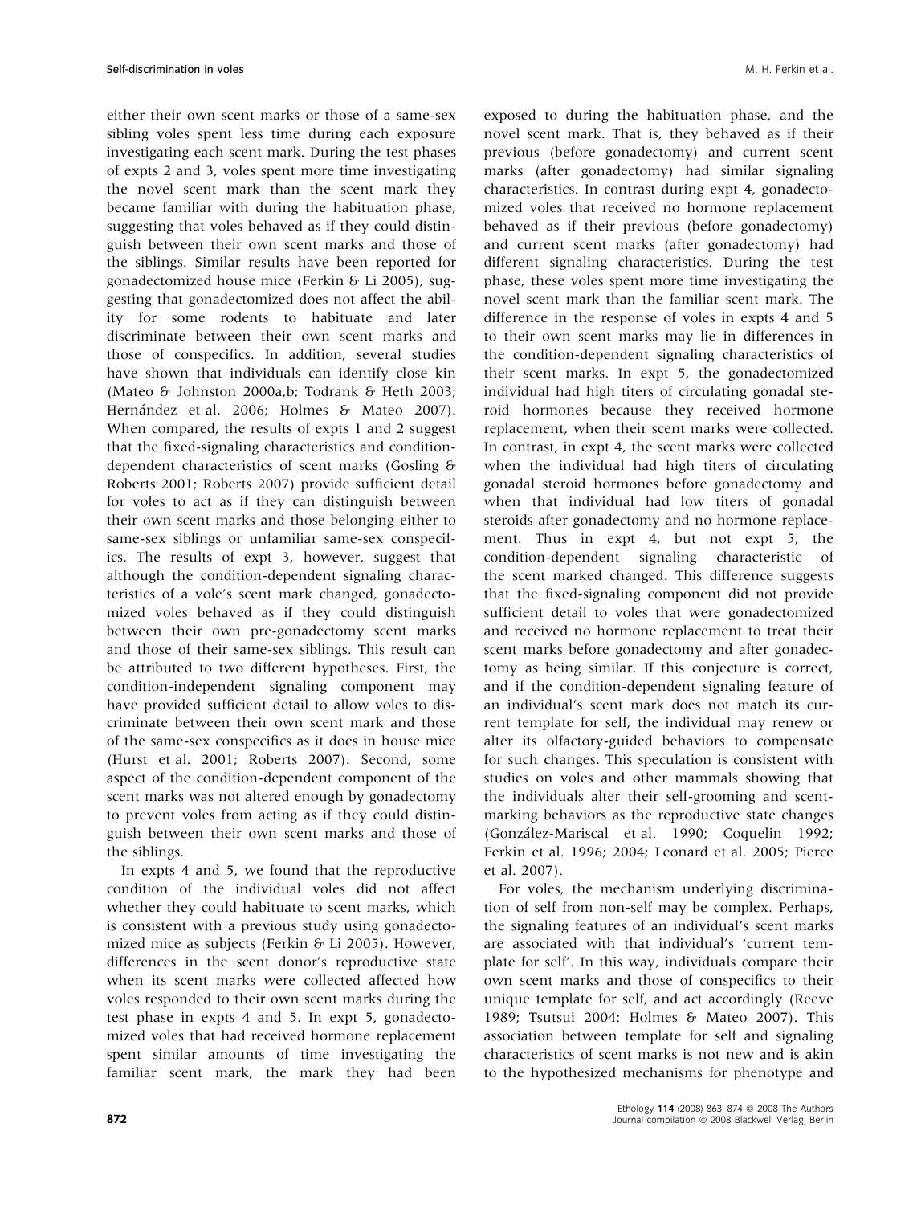either their own scent marks or those of a same-sex sibling voles spent less time during each exposure investigating each scent mark. During the test phases of expts 2 and 3, voles spent more time investigating the novel scent mark than the scent mark they became familiar with during the habituation phase, suggesting that voles behaved as if they could distinguish between their own scent marks and those of the siblings. Similar results have been reported for gonadectomized house mice (Ferkin & Li 2005), suggesting that gonadectomized does not affect the ability for some rodents to habituate and later discriminate between their own scent marks and those of conspecifics. In addition, several studies have shown that individuals can identify close kin (Mateo & Johnston 2000a,b; Todrank & Heth 2003; Hernández et al. 2006; Holmes & Mateo 2007). When compared, the results of expts 1 and 2 suggest that the fixed-signaling characteristics and condition-dependent characteristics of scent marks (Gosling & Roberts 2001; Roberts 2007) provide sufficient detail for voles to act as if they can distinguish between their own scent marks and those belonging either to same-sex siblings or unfamiliar same-sex conspecifics. The results of expt 3, however, suggest that although the condition-dependent signaling characteristics of a vole's scent mark changed, gonadectomized voles behaved as if they could distinguish between their own pre-gonadectomy scent marks and those of their same-sex siblings. This result can be attributed to two different hypotheses. First, the condition-independent signaling component may have provided sufficient detail to allow voles to discriminate between their own scent mark and those of the same-sex conspecifics as it does in house mice (Hurst et al. 2001; Roberts 2007). Second, some aspect of the condition-dependent component of the scent marks was not altered enough by gonadectomy to prevent voles from acting as if they could distinguish between their own scent marks and those of the siblings.

In expts 4 and 5, we found that the reproductive condition of the individual voles did not affect whether they could habituate to scent marks, which is consistent with a previous study using gonadectomized mice as subjects (Ferkin & Li 2005). However, differences in the scent donor's reproductive state when its scent marks were collected affected how voles responded to their own scent marks during the test phase in expts 4 and 5. In expt 5, gonadectomized voles that had received hormone replacement spent similar amounts of time investigating the familiar scent mark, the mark they had been exposed to during the habituation phase, and the novel scent mark. That is, they behaved as if their previous (before gonadectomy) and current scent marks (after gonadectomy) had similar signaling characteristics. In contrast during expt 4, gonadectomized voles that received no hormone replacement behaved as if their previous (before gonadectomy) and current scent marks (after gonadectomy) had different signaling characteristics. During the test phase, these voles spent more time investigating the novel scent mark than the familiar scent mark. The difference in the response of voles in expts 4 and 5 to their own scent marks may lie in differences in the condition-dependent signaling characteristics of their scent marks. In expt 5, the gonadectomized individual had high titers of circulating gonadal steroid hormones because they received hormone replacement, when their scent marks were collected. In contrast, in expt 4, the scent marks were collected when the individual had high titers of circulating gonadal steroid hormones before gonadectomy and when that individual had low titers of gonadal steroids after gonadectomy and no hormone replacement. Thus in expt 4, but not expt 5, the condition-dependent signaling characteristic of the scent marked changed. This difference suggests that the fixed-signaling component did not provide sufficient detail to voles that were gonadectomized and received no hormone replacement to treat their scent marks before gonadectomy and after gonadectomy as being similar. If this conjecture is correct, and if the condition-dependent signaling feature of an individual's scent mark does not match its current template for self, the individual may renew or alter its olfactory-guided behaviors to compensate for such changes. This speculation is consistent with studies on voles and other mammals showing that the individuals alter their self-grooming and scent-marking behaviors as the reproductive state changes (González-Mariscal et al. 1990; Coquelin 1992; Ferkin et al. 1996; 2004; Leonard et al. 2005; Pierce et al. 2007).

For voles, the mechanism underlying discrimination of self from non-self may be complex. Perhaps, the signaling features of an individual's scent marks are associated with that individual's 'current template for self'. In this way, individuals compare their own scent marks and those of conspecifics to their unique template for self, and act accordingly (Reeve 1989; Tsutsui 2004; Holmes & Mateo 2007). This association between template for self and signaling characteristics of scent marks is not new and is akin to the hypothesized mechanisms for phenotype and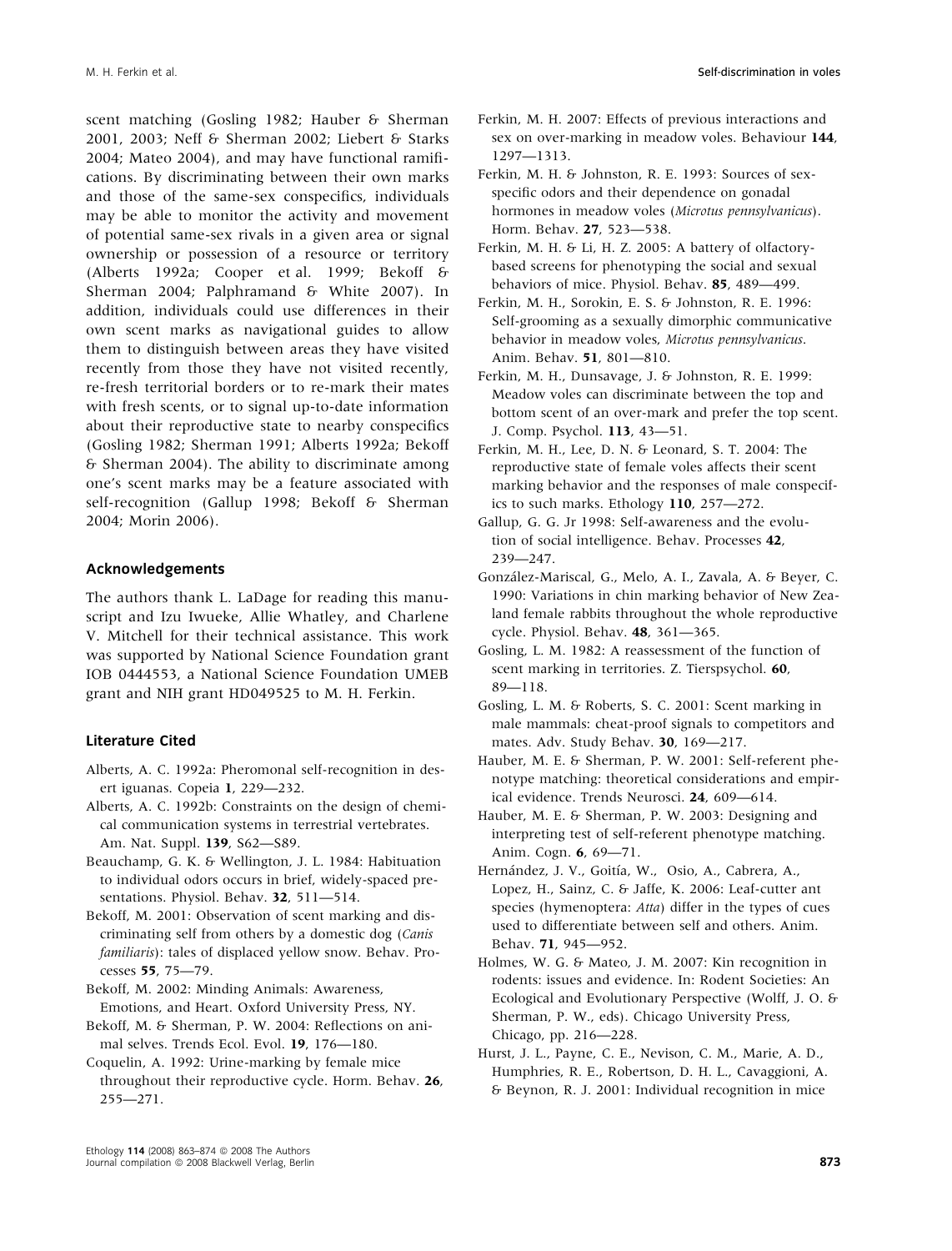scent matching (Gosling 1982; Hauber & Sherman 2001, 2003; Neff & Sherman 2002; Liebert & Starks 2004; Mateo 2004), and may have functional ramifications. By discriminating between their own marks and those of the same-sex conspecifics, individuals may be able to monitor the activity and movement of potential same-sex rivals in a given area or signal ownership or possession of a resource or territory (Alberts 1992a; Cooper et al. 1999; Bekoff & Sherman 2004; Palphramand & White 2007). In addition, individuals could use differences in their own scent marks as navigational guides to allow them to distinguish between areas they have visited recently from those they have not visited recently, re-fresh territorial borders or to re-mark their mates with fresh scents, or to signal up-to-date information about their reproductive state to nearby conspecifics (Gosling 1982; Sherman 1991; Alberts 1992a; Bekoff & Sherman 2004). The ability to discriminate among one's scent marks may be a feature associated with self-recognition (Gallup 1998; Bekoff & Sherman 2004; Morin 2006).

## Acknowledgements

The authors thank L. LaDage for reading this manuscript and Izu Iwueke, Allie Whatley, and Charlene V. Mitchell for their technical assistance. This work was supported by National Science Foundation grant IOB 0444553, a National Science Foundation UMEB grant and NIH grant HD049525 to M. H. Ferkin.

## Literature Cited

Alberts, A. C. 1992a: Pheromonal self-recognition in desert iguanas. Copeia **1**, 229—232.

Alberts, A. C. 1992b: Constraints on the design of chemical communication systems in terrestrial vertebrates. Am. Nat. Suppl. **139**, S62—S89.

Beauchamp, G. K. & Wellington, J. L. 1984: Habituation to individual odors occurs in brief, widely-spaced presentations. Physiol. Behav. **32**, 511—514.

Bekoff, M. 2001: Observation of scent marking and discriminating self from others by a domestic dog (*Canis familiaris*): tales of displaced yellow snow. Behav. Processes **55**, 75—79.

Bekoff, M. 2002: Minding Animals: Awareness, Emotions, and Heart. Oxford University Press, NY.

Bekoff, M. & Sherman, P. W. 2004: Reflections on animal selves. Trends Ecol. Evol. **19**, 176—180.

Coquelin, A. 1992: Urine-marking by female mice throughout their reproductive cycle. Horm. Behav. **26**, 255—271.

Ferkin, M. H. 2007: Effects of previous interactions and sex on over-marking in meadow voles. Behaviour **144**, 1297—1313.

Ferkin, M. H. & Johnston, R. E. 1993: Sources of sex-specific odors and their dependence on gonadal hormones in meadow voles (*Microtus pennsylvanicus*). Horm. Behav. **27**, 523—538.

Ferkin, M. H. & Li, H. Z. 2005: A battery of olfactory-based screens for phenotyping the social and sexual behaviors of mice. Physiol. Behav. **85**, 489—499.

Ferkin, M. H., Sorokin, E. S. & Johnston, R. E. 1996: Self-grooming as a sexually dimorphic communicative behavior in meadow voles, *Microtus pennsylvanicus*. Anim. Behav. **51**, 801—810.

Ferkin, M. H., Dunsavage, J. & Johnston, R. E. 1999: Meadow voles can discriminate between the top and bottom scent of an over-mark and prefer the top scent. J. Comp. Psychol. **113**, 43—51.

Ferkin, M. H., Lee, D. N. & Leonard, S. T. 2004: The reproductive state of female voles affects their scent marking behavior and the responses of male conspecifics to such marks. Ethology **110**, 257—272.

Gallup, G. G. Jr 1998: Self-awareness and the evolution of social intelligence. Behav. Processes **42**, 239—247.

González-Mariscal, G., Melo, A. I., Zavala, A. & Beyer, C. 1990: Variations in chin marking behavior of New Zealand female rabbits throughout the whole reproductive cycle. Physiol. Behav. **48**, 361—365.

Gosling, L. M. 1982: A reassessment of the function of scent marking in territories. Z. Tierspsychol. **60**, 89—118.

Gosling, L. M. & Roberts, S. C. 2001: Scent marking in male mammals: cheat-proof signals to competitors and mates. Adv. Study Behav. **30**, 169—217.

Hauber, M. E. & Sherman, P. W. 2001: Self-referent phenotype matching: theoretical considerations and empirical evidence. Trends Neurosci. **24**, 609—614.

Hauber, M. E. & Sherman, P. W. 2003: Designing and interpreting test of self-referent phenotype matching. Anim. Cogn. **6**, 69—71.

Hernández, J. V., Goitía, W., Osio, A., Cabrera, A., Lopez, H., Sainz, C. & Jaffe, K. 2006: Leaf-cutter ant species (hymenoptera: *Atta*) differ in the types of cues used to differentiate between self and others. Anim. Behav. **71**, 945—952.

Holmes, W. G. & Mateo, J. M. 2007: Kin recognition in rodents: issues and evidence. In: Rodent Societies: An Ecological and Evolutionary Perspective (Wolff, J. O. & Sherman, P. W., eds). Chicago University Press, Chicago, pp. 216—228.

Hurst, J. L., Payne, C. E., Nevison, C. M., Marie, A. D., Humphries, R. E., Robertson, D. H. L., Cavaggioni, A. & Beynon, R. J. 2001: Individual recognition in mice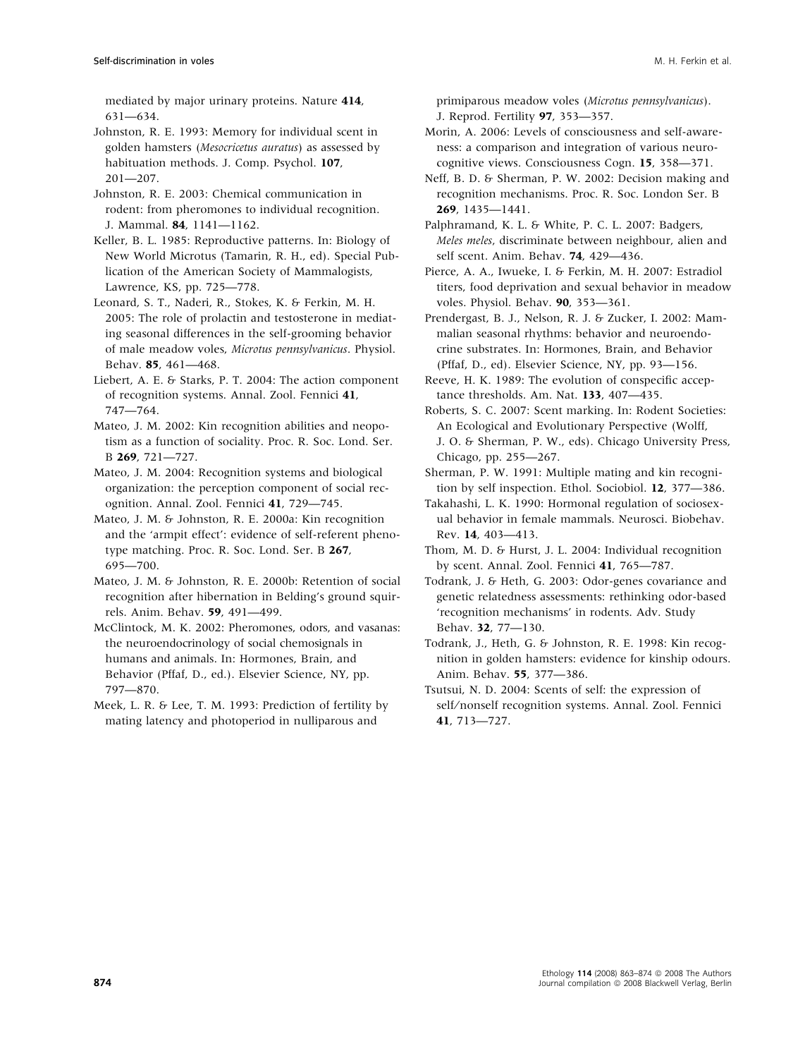mediated by major urinary proteins. Nature **414**, 631—634.

Johnston, R. E. 1993: Memory for individual scent in golden hamsters (*Mesocricetus auratus*) as assessed by habituation methods. J. Comp. Psychol. **107**, 201—207.

Johnston, R. E. 2003: Chemical communication in rodent: from pheromones to individual recognition. J. Mammal. **84**, 1141—1162.

Keller, B. L. 1985: Reproductive patterns. In: Biology of New World Microtus (Tamarin, R. H., ed). Special Publication of the American Society of Mammalogists, Lawrence, KS, pp. 725—778.

Leonard, S. T., Naderi, R., Stokes, K. & Ferkin, M. H. 2005: The role of prolactin and testosterone in mediating seasonal differences in the self-grooming behavior of male meadow voles, *Microtus pennsylvanicus*. Physiol. Behav. **85**, 461—468.

Liebert, A. E. & Starks, P. T. 2004: The action component of recognition systems. Annal. Zool. Fennici **41**, 747—764.

Mateo, J. M. 2002: Kin recognition abilities and neopotism as a function of sociality. Proc. R. Soc. Lond. Ser. B **269**, 721—727.

Mateo, J. M. 2004: Recognition systems and biological organization: the perception component of social recognition. Annal. Zool. Fennici **41**, 729—745.

Mateo, J. M. & Johnston, R. E. 2000a: Kin recognition and the 'armpit effect': evidence of self-referent phenotype matching. Proc. R. Soc. Lond. Ser. B **267**, 695—700.

Mateo, J. M. & Johnston, R. E. 2000b: Retention of social recognition after hibernation in Belding's ground squirrels. Anim. Behav. **59**, 491—499.

McClintock, M. K. 2002: Pheromones, odors, and vasanas: the neuroendocrinology of social chemosignals in humans and animals. In: Hormones, Brain, and Behavior (Pffaf, D., ed.). Elsevier Science, NY, pp. 797—870.

Meek, L. R. & Lee, T. M. 1993: Prediction of fertility by mating latency and photoperiod in nulliparous and primiparous meadow voles (*Microtus pennsylvanicus*). J. Reprod. Fertility **97**, 353—357.

Morin, A. 2006: Levels of consciousness and self-awareness: a comparison and integration of various neurocognitive views. Consciousness Cogn. **15**, 358—371.

Neff, B. D. & Sherman, P. W. 2002: Decision making and recognition mechanisms. Proc. R. Soc. London Ser. B **269**, 1435—1441.

Palphramand, K. L. & White, P. C. L. 2007: Badgers, *Meles meles*, discriminate between neighbour, alien and self scent. Anim. Behav. **74**, 429—436.

Pierce, A. A., Iwueke, I. & Ferkin, M. H. 2007: Estradiol titers, food deprivation and sexual behavior in meadow voles. Physiol. Behav. **90**, 353—361.

Prendergast, B. J., Nelson, R. J. & Zucker, I. 2002: Mammalian seasonal rhythms: behavior and neuroendocrine substrates. In: Hormones, Brain, and Behavior (Pffaf, D., ed). Elsevier Science, NY, pp. 93—156.

Reeve, H. K. 1989: The evolution of conspecific acceptance thresholds. Am. Nat. **133**, 407—435.

Roberts, S. C. 2007: Scent marking. In: Rodent Societies: An Ecological and Evolutionary Perspective (Wolff, J. O. & Sherman, P. W., eds). Chicago University Press, Chicago, pp. 255—267.

Sherman, P. W. 1991: Multiple mating and kin recognition by self inspection. Ethol. Sociobiol. **12**, 377—386.

Takahashi, L. K. 1990: Hormonal regulation of sociosexual behavior in female mammals. Neurosci. Biobehav. Rev. **14**, 403—413.

Thom, M. D. & Hurst, J. L. 2004: Individual recognition by scent. Annal. Zool. Fennici **41**, 765—787.

Todrank, J. & Heth, G. 2003: Odor-genes covariance and genetic relatedness assessments: rethinking odor-based 'recognition mechanisms' in rodents. Adv. Study Behav. **32**, 77—130.

Todrank, J., Heth, G. & Johnston, R. E. 1998: Kin recognition in golden hamsters: evidence for kinship odours. Anim. Behav. **55**, 377—386.

Tsutsui, N. D. 2004: Scents of self: the expression of self/nonself recognition systems. Annal. Zool. Fennici **41**, 713—727.